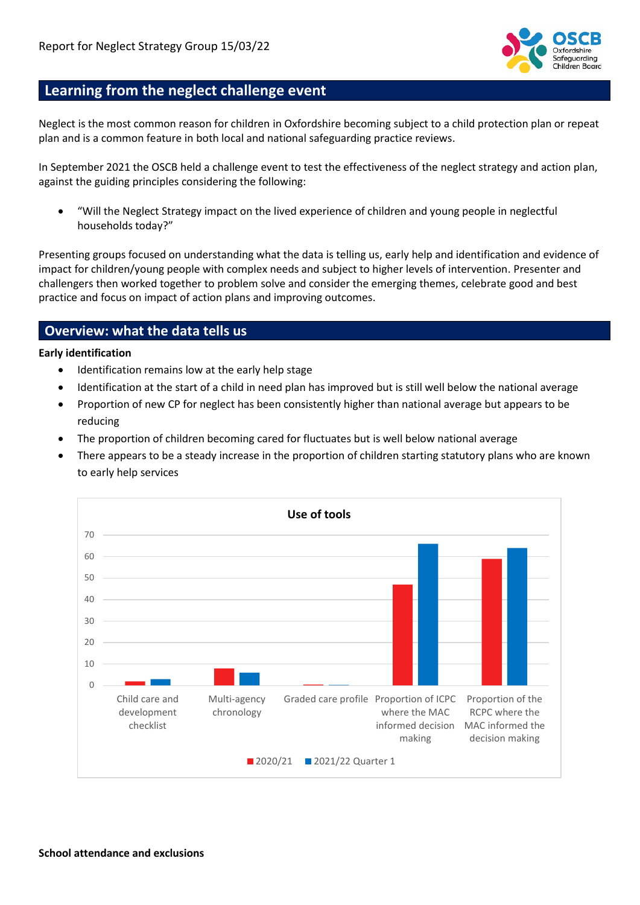Report for Neglect Strategy Group 15/03/22

## Learning from the neglect challenge event

Neglect is the most common reason for children in Oxfordshire becoming subject to a child protection plan or repeat plan and is a common feature in both local and national safeguarding practice reviews.

In September 2021 the OSCB held a challenge event to test the effectiveness of the neglect strategy and action plan, against the guiding principles considering the following:

- "Will the Neglect Strategy impact on the lived experience of children and young people in neglectful households today?"

Presenting groups focused on understanding what the data is telling us, early help and identification and evidence of impact for children/young people with complex needs and subject to higher levels of intervention. Presenter and challengers then worked together to problem solve and consider the emerging themes, celebrate good and best practice and focus on impact of action plans and improving outcomes.

## Overview: what the data tells us

**Early identification**

- Identification remains low at the early help stage
- Identification at the start of a child in need plan has improved but is still well below the national average
- Proportion of new CP for neglect has been consistently higher than national average but appears to be reducing
- The proportion of children becoming cared for fluctuates but is well below national average
- There appears to be a steady increase in the proportion of children starting statutory plans who are known to early help services

**Use of tools**

| | 2020/21 | 2021/22 Quarter 1 |
|---|---|---|
| Child care and development checklist | 2 | 3 |
| Multi-agency chronology | 8 | 6 |
| Graded care profile | 0.3 | 0.2 |
| Proportion of ICPC where the MAC informed decision making | 47 | 66 |
| Proportion of the RCPC where the MAC informed the decision making | 59 | 64 |

**School attendance and exclusions**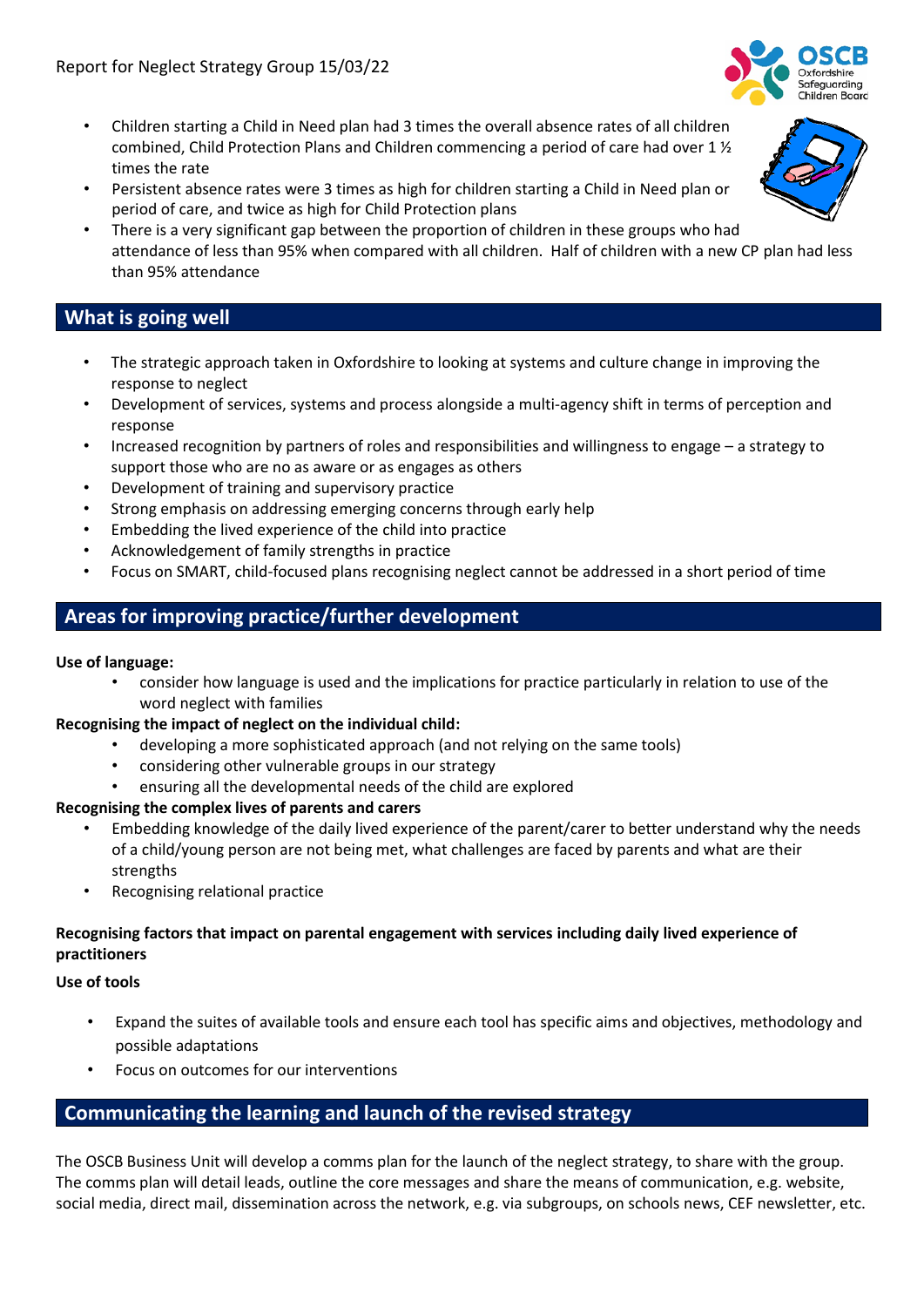- Children starting a Child in Need plan had 3 times the overall absence rates of all children combined, Child Protection Plans and Children commencing a period of care had over 1 ½ times the rate
- Persistent absence rates were 3 times as high for children starting a Child in Need plan or period of care, and twice as high for Child Protection plans
- There is a very significant gap between the proportion of children in these groups who had attendance of less than 95% when compared with all children. Half of children with a new CP plan had less than 95% attendance

## What is going well

- The strategic approach taken in Oxfordshire to looking at systems and culture change in improving the response to neglect
- Development of services, systems and process alongside a multi-agency shift in terms of perception and response
- Increased recognition by partners of roles and responsibilities and willingness to engage – a strategy to support those who are no as aware or as engages as others
- Development of training and supervisory practice
- Strong emphasis on addressing emerging concerns through early help
- Embedding the lived experience of the child into practice
- Acknowledgement of family strengths in practice
- Focus on SMART, child-focused plans recognising neglect cannot be addressed in a short period of time

## Areas for improving practice/further development

**Use of language:**

- consider how language is used and the implications for practice particularly in relation to use of the word neglect with families

**Recognising the impact of neglect on the individual child:**

- developing a more sophisticated approach (and not relying on the same tools)
- considering other vulnerable groups in our strategy
- ensuring all the developmental needs of the child are explored

**Recognising the complex lives of parents and carers**

- Embedding knowledge of the daily lived experience of the parent/carer to better understand why the needs of a child/young person are not being met, what challenges are faced by parents and what are their strengths
- Recognising relational practice

**Recognising factors that impact on parental engagement with services including daily lived experience of practitioners**

**Use of tools**

- Expand the suites of available tools and ensure each tool has specific aims and objectives, methodology and possible adaptations
- Focus on outcomes for our interventions

## Communicating the learning and launch of the revised strategy

The OSCB Business Unit will develop a comms plan for the launch of the neglect strategy, to share with the group. The comms plan will detail leads, outline the core messages and share the means of communication, e.g. website, social media, direct mail, dissemination across the network, e.g. via subgroups, on schools news, CEF newsletter, etc.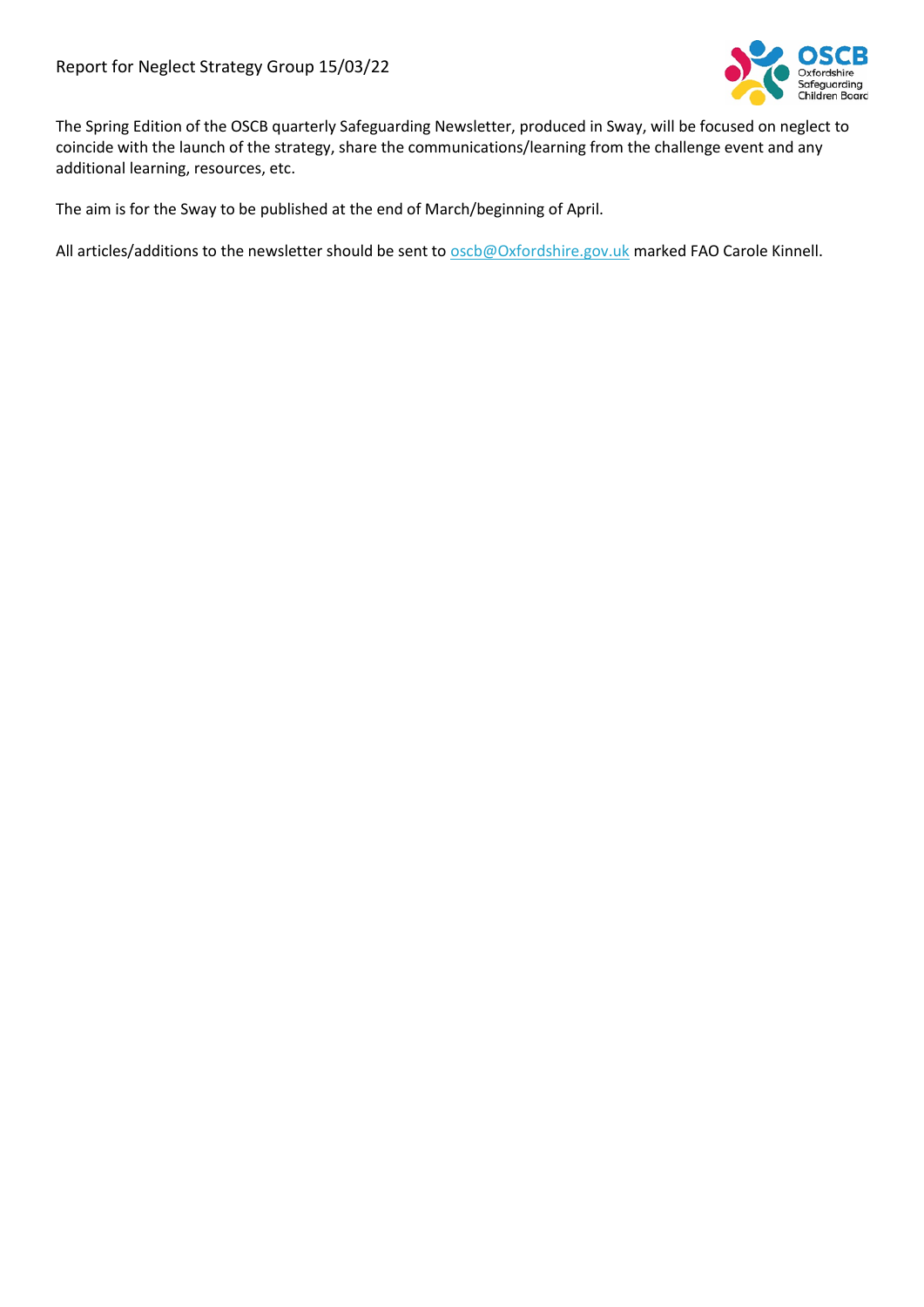Report for Neglect Strategy Group 15/03/22

The Spring Edition of the OSCB quarterly Safeguarding Newsletter, produced in Sway, will be focused on neglect to coincide with the launch of the strategy, share the communications/learning from the challenge event and any additional learning, resources, etc.

The aim is for the Sway to be published at the end of March/beginning of April.

All articles/additions to the newsletter should be sent to oscb@Oxfordshire.gov.uk marked FAO Carole Kinnell.